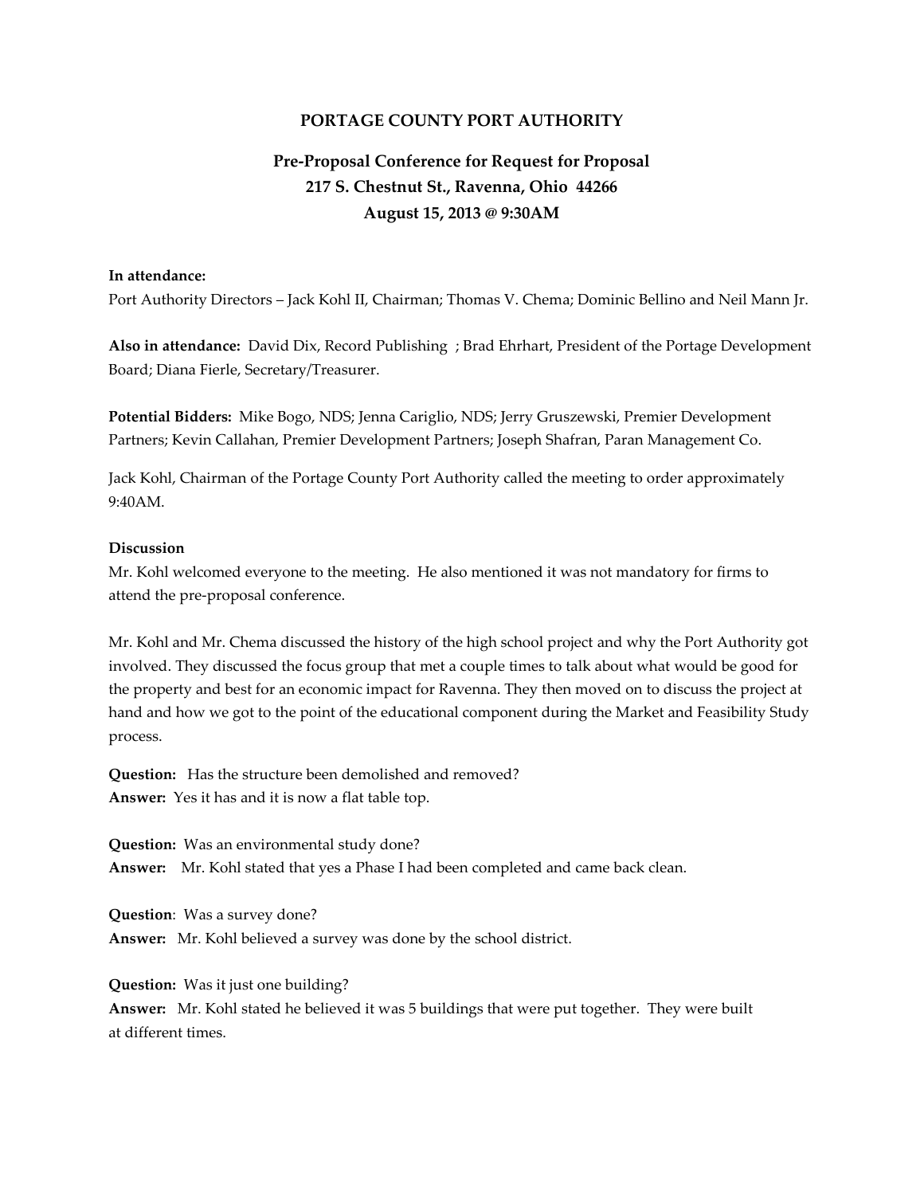# PORTAGE COUNTY PORT AUTHORITY

## Pre-Proposal Conference for Request for Proposal
## 217 S. Chestnut St., Ravenna, Ohio 44266
## August 15, 2013 @ 9:30AM

**In attendance:**
Port Authority Directors – Jack Kohl II, Chairman; Thomas V. Chema; Dominic Bellino and Neil Mann Jr.

**Also in attendance:** David Dix, Record Publishing ; Brad Ehrhart, President of the Portage Development Board; Diana Fierle, Secretary/Treasurer.

**Potential Bidders:** Mike Bogo, NDS; Jenna Cariglio, NDS; Jerry Gruszewski, Premier Development Partners; Kevin Callahan, Premier Development Partners; Joseph Shafran, Paran Management Co.

Jack Kohl, Chairman of the Portage County Port Authority called the meeting to order approximately 9:40AM.

**Discussion**
Mr. Kohl welcomed everyone to the meeting. He also mentioned it was not mandatory for firms to attend the pre-proposal conference.

Mr. Kohl and Mr. Chema discussed the history of the high school project and why the Port Authority got involved. They discussed the focus group that met a couple times to talk about what would be good for the property and best for an economic impact for Ravenna. They then moved on to discuss the project at hand and how we got to the point of the educational component during the Market and Feasibility Study process.

**Question:** Has the structure been demolished and removed?
**Answer:** Yes it has and it is now a flat table top.

**Question:** Was an environmental study done?
**Answer:** Mr. Kohl stated that yes a Phase I had been completed and came back clean.

**Question**: Was a survey done?
**Answer:** Mr. Kohl believed a survey was done by the school district.

**Question:** Was it just one building?
**Answer:** Mr. Kohl stated he believed it was 5 buildings that were put together. They were built at different times.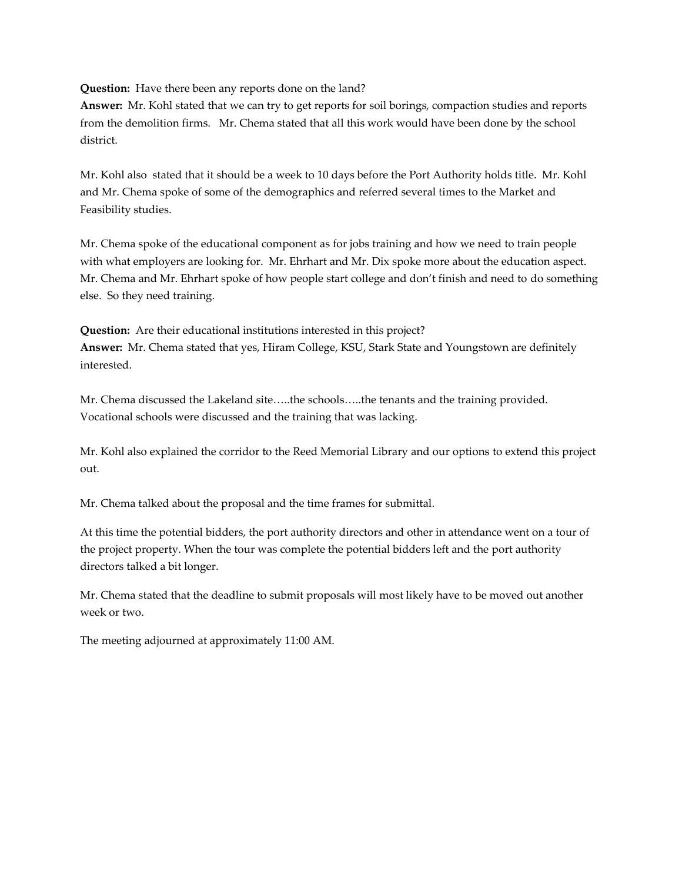**Question:** Have there been any reports done on the land?
**Answer:** Mr. Kohl stated that we can try to get reports for soil borings, compaction studies and reports from the demolition firms. Mr. Chema stated that all this work would have been done by the school district.

Mr. Kohl also stated that it should be a week to 10 days before the Port Authority holds title. Mr. Kohl and Mr. Chema spoke of some of the demographics and referred several times to the Market and Feasibility studies.

Mr. Chema spoke of the educational component as for jobs training and how we need to train people with what employers are looking for. Mr. Ehrhart and Mr. Dix spoke more about the education aspect. Mr. Chema and Mr. Ehrhart spoke of how people start college and don't finish and need to do something else. So they need training.

**Question:** Are their educational institutions interested in this project?
**Answer:** Mr. Chema stated that yes, Hiram College, KSU, Stark State and Youngstown are definitely interested.

Mr. Chema discussed the Lakeland site…..the schools…..the tenants and the training provided. Vocational schools were discussed and the training that was lacking.

Mr. Kohl also explained the corridor to the Reed Memorial Library and our options to extend this project out.

Mr. Chema talked about the proposal and the time frames for submittal.

At this time the potential bidders, the port authority directors and other in attendance went on a tour of the project property. When the tour was complete the potential bidders left and the port authority directors talked a bit longer.

Mr. Chema stated that the deadline to submit proposals will most likely have to be moved out another week or two.

The meeting adjourned at approximately 11:00 AM.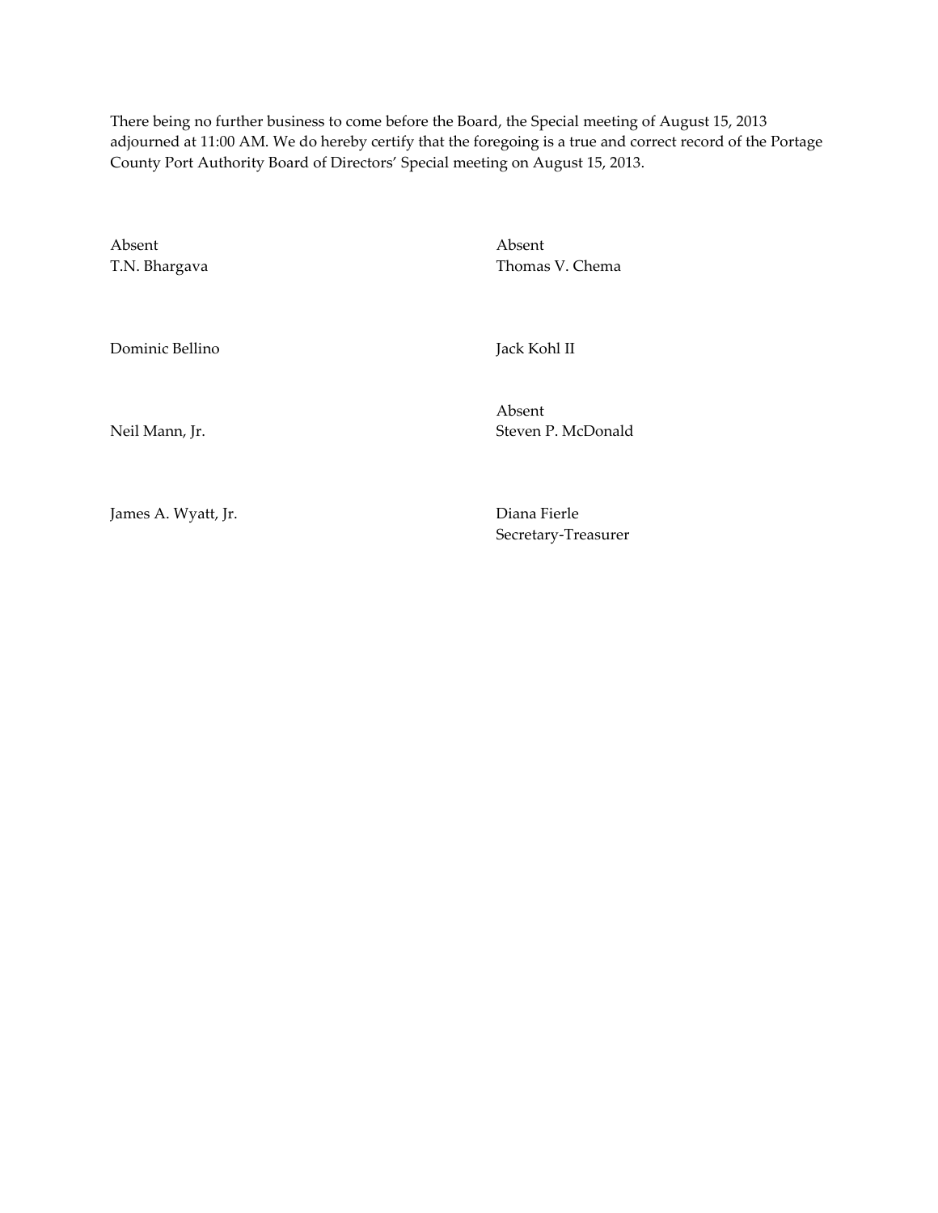There being no further business to come before the Board, the Special meeting of August 15, 2013 adjourned at 11:00 AM. We do hereby certify that the foregoing is a true and correct record of the Portage County Port Authority Board of Directors' Special meeting on August 15, 2013.

Absent
T.N. Bhargava

Absent
Thomas V. Chema

Dominic Bellino

Jack Kohl II

Neil Mann, Jr.

Absent
Steven P. McDonald

James A. Wyatt, Jr.

Diana Fierle
Secretary-Treasurer